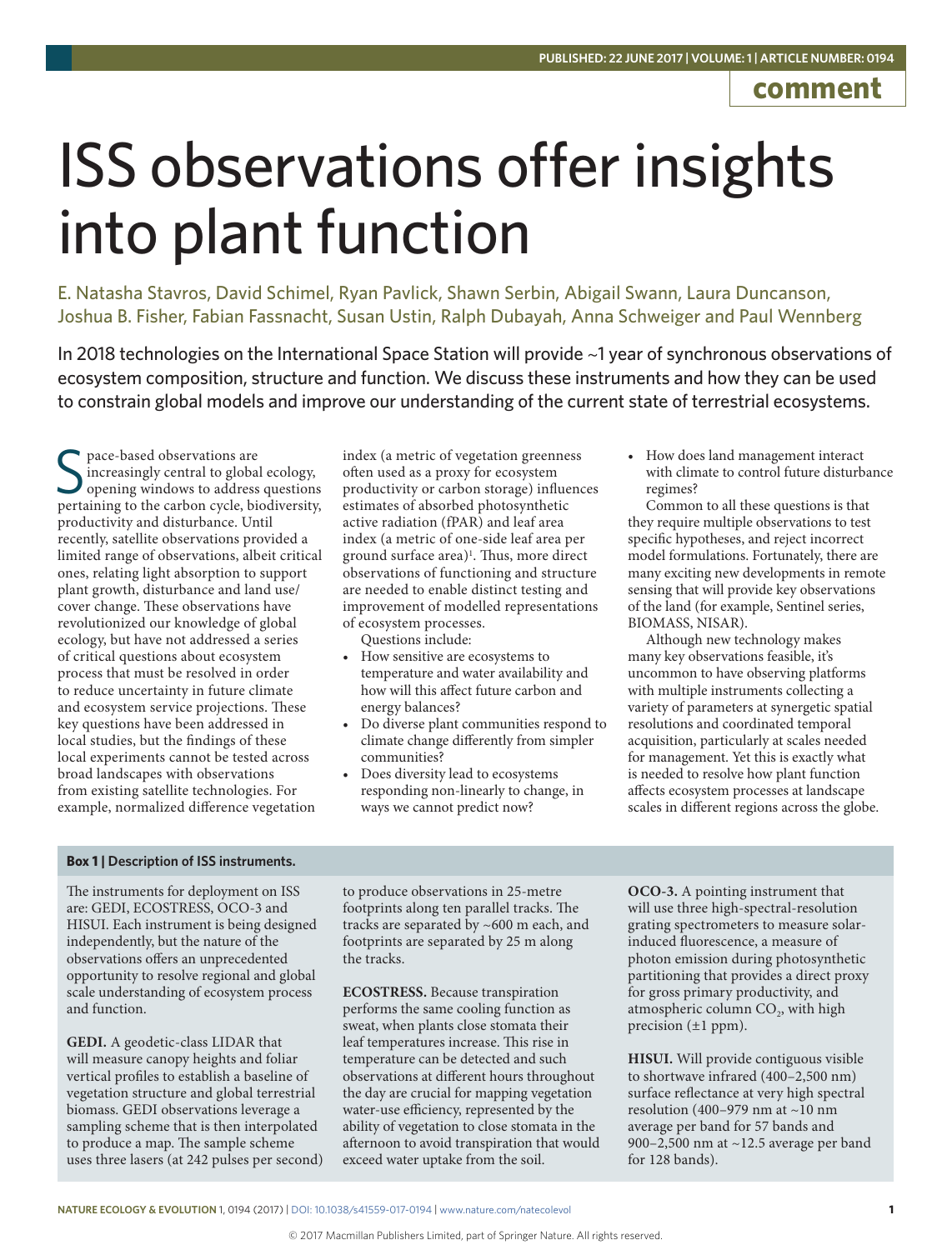comment

# ISS observations offer insights into plant function

E. Natasha Stavros, David Schimel, Ryan Pavlick, Shawn Serbin, Abigail Swann, Laura Duncanson, Joshua B. Fisher, Fabian Fassnacht, Susan Ustin, Ralph Dubayah, Anna Schweiger and Paul Wennberg

**In 2018 technologies on the International Space Station will provide ~1 year of synchronous observations of ecosystem composition, structure and function. We discuss these instruments and how they can be used to constrain global models and improve our understanding of the current state of terrestrial ecosystems.**

Space-based observations are increasingly central to global ecology, opening windows to address questions pertaining to the carbon cycle, biodiversity, productivity and disturbance. Until recently, satellite observations provided a limited range of observations, albeit critical ones, relating light absorption to support plant growth, disturbance and land use/cover change. These observations have revolutionized our knowledge of global ecology, but have not addressed a series of critical questions about ecosystem process that must be resolved in order to reduce uncertainty in future climate and ecosystem service projections. These key questions have been addressed in local studies, but the findings of these local experiments cannot be tested across broad landscapes with observations from existing satellite technologies. For example, normalized difference vegetation index (a metric of vegetation greenness often used as a proxy for ecosystem productivity or carbon storage) influences estimates of absorbed photosynthetic active radiation (fPAR) and leaf area index (a metric of one-side leaf area per ground surface area)[1]. Thus, more direct observations of functioning and structure are needed to enable distinct testing and improvement of modelled representations of ecosystem processes.

Questions include:

- How sensitive are ecosystems to temperature and water availability and how will this affect future carbon and energy balances?
- Do diverse plant communities respond to climate change differently from simpler communities?
- Does diversity lead to ecosystems responding non-linearly to change, in ways we cannot predict now?
- How does land management interact with climate to control future disturbance regimes?

Common to all these questions is that they require multiple observations to test specific hypotheses, and reject incorrect model formulations. Fortunately, there are many exciting new developments in remote sensing that will provide key observations of the land (for example, Sentinel series, BIOMASS, NISAR).

Although new technology makes many key observations feasible, it's uncommon to have observing platforms with multiple instruments collecting a variety of parameters at synergetic spatial resolutions and coordinated temporal acquisition, particularly at scales needed for management. Yet this is exactly what is needed to resolve how plant function affects ecosystem processes at landscape scales in different regions across the globe.

**Box 1 | Description of ISS instruments.**

The instruments for deployment on ISS are: GEDI, ECOSTRESS, OCO-3 and HISUI. Each instrument is being designed independently, but the nature of the observations offers an unprecedented opportunity to resolve regional and global scale understanding of ecosystem process and function.

**GEDI.** A geodetic-class LIDAR that will measure canopy heights and foliar vertical profiles to establish a baseline of vegetation structure and global terrestrial biomass. GEDI observations leverage a sampling scheme that is then interpolated to produce a map. The sample scheme uses three lasers (at 242 pulses per second) to produce observations in 25-metre footprints along ten parallel tracks. The tracks are separated by ~600 m each, and footprints are separated by 25 m along the tracks.

**ECOSTRESS.** Because transpiration performs the same cooling function as sweat, when plants close stomata their leaf temperatures increase. This rise in temperature can be detected and such observations at different hours throughout the day are crucial for mapping vegetation water-use efficiency, represented by the ability of vegetation to close stomata in the afternoon to avoid transpiration that would exceed water uptake from the soil.

**OCO-3.** A pointing instrument that will use three high-spectral-resolution grating spectrometers to measure solar-induced fluorescence, a measure of photon emission during photosynthetic partitioning that provides a direct proxy for gross primary productivity, and atmospheric column $CO_2$, with high precision (±1 ppm).

**HISUI.** Will provide contiguous visible to shortwave infrared (400–2,500 nm) surface reflectance at very high spectral resolution (400–979 nm at ~10 nm average per band for 57 bands and 900–2,500 nm at ~12.5 average per band for 128 bands).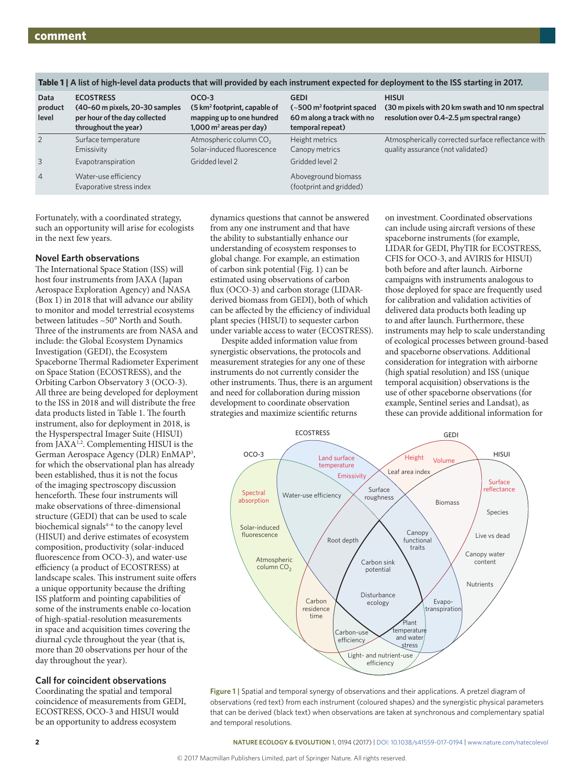**Table 1 | A list of high-level data products that will provided by each instrument expected for deployment to the ISS starting in 2017.**

| Data product level | ECOSTRESS (40–60 m pixels, 20–30 samples per hour of the day collected throughout the year) | OCO-3 (5 km$^2$ footprint, capable of mapping up to one hundred 1,000 m$^2$ areas per day) | GEDI (~500 m$^2$ footprint spaced 60 m along a track with no temporal repeat) | HISUI (30 m pixels with 20 km swath and 10 nm spectral resolution over 0.4–2.5 µm spectral range) |
|---|---|---|---|---|
| 2 | Surface temperature<br>Emissivity | Atmospheric column $CO_2$<br>Solar-induced fluorescence | Height metrics<br>Canopy metrics | Atmospherically corrected surface reflectance with quality assurance (not validated) |
| 3 | Evapotranspiration | Gridded level 2 | Gridded level 2 | |
| 4 | Water-use efficiency<br>Evaporative stress index | | Aboveground biomass (footprint and gridded) | |

Fortunately, with a coordinated strategy, such an opportunity will arise for ecologists in the next few years.

### Novel Earth observations

The International Space Station (ISS) will host four instruments from JAXA (Japan Aerospace Exploration Agency) and NASA (Box 1) in 2018 that will advance our ability to monitor and model terrestrial ecosystems between latitudes ~50° North and South. Three of the instruments are from NASA and include: the Global Ecosystem Dynamics Investigation (GEDI), the Ecosystem Spaceborne Thermal Radiometer Experiment on Space Station (ECOSTRESS), and the Orbiting Carbon Observatory 3 (OCO-3). All three are being developed for deployment to the ISS in 2018 and will distribute the free data products listed in Table 1. The fourth instrument, also for deployment in 2018, is the Hysperspectral Imager Suite (HISUI) from JAXA[1,2]. Complementing HISUI is the German Aerospace Agency (DLR) EnMAP[3], for which the observational plan has already been established, thus it is not the focus of the imaging spectroscopy discussion henceforth. These four instruments will make observations of three-dimensional structure (GEDI) that can be used to scale biochemical signals[4–6] to the canopy level (HISUI) and derive estimates of ecosystem composition, productivity (solar-induced fluorescence from OCO-3), and water-use efficiency (a product of ECOSTRESS) at landscape scales. This instrument suite offers a unique opportunity because the drifting ISS platform and pointing capabilities of some of the instruments enable co-location of high-spatial-resolution measurements in space and acquisition times covering the diurnal cycle throughout the year (that is, more than 20 observations per hour of the day throughout the year).

### Call for coincident observations

Coordinating the spatial and temporal coincidence of measurements from GEDI, ECOSTRESS, OCO-3 and HISUI would be an opportunity to address ecosystem dynamics questions that cannot be answered from any one instrument and that have the ability to substantially enhance our understanding of ecosystem responses to global change. For example, an estimation of carbon sink potential (Fig. 1) can be estimated using observations of carbon flux (OCO-3) and carbon storage (LIDAR-derived biomass from GEDI), both of which can be affected by the efficiency of individual plant species (HISUI) to sequester carbon under variable access to water (ECOSTRESS).

Despite added information value from synergistic observations, the protocols and measurement strategies for any one of these instruments do not currently consider the other instruments. Thus, there is an argument and need for collaboration during mission development to coordinate observation strategies and maximize scientific returns on investment. Coordinated observations can include using aircraft versions of these spaceborne instruments (for example, LIDAR for GEDI, PhyTIR for ECOSTRESS, CFIS for OCO-3, and AVIRIS for HISUI) both before and after launch. Airborne campaigns with instruments analogous to those deployed for space are frequently used for calibration and validation activities of delivered data products both leading up to and after launch. Furthermore, these instruments may help to scale understanding of ecological processes between ground-based and spaceborne observations. Additional consideration for integration with airborne (high spatial resolution) and ISS (unique temporal acquisition) observations is the use of other spaceborne observations (for example, Sentinel series and Landsat), as these can provide additional information for

**Figure 1 |** Spatial and temporal synergy of observations and their applications. A pretzel diagram of observations (red text) from each instrument (coloured shapes) and the synergistic physical parameters that can be derived (black text) when observations are taken at synchronous and complementary spatial and temporal resolutions.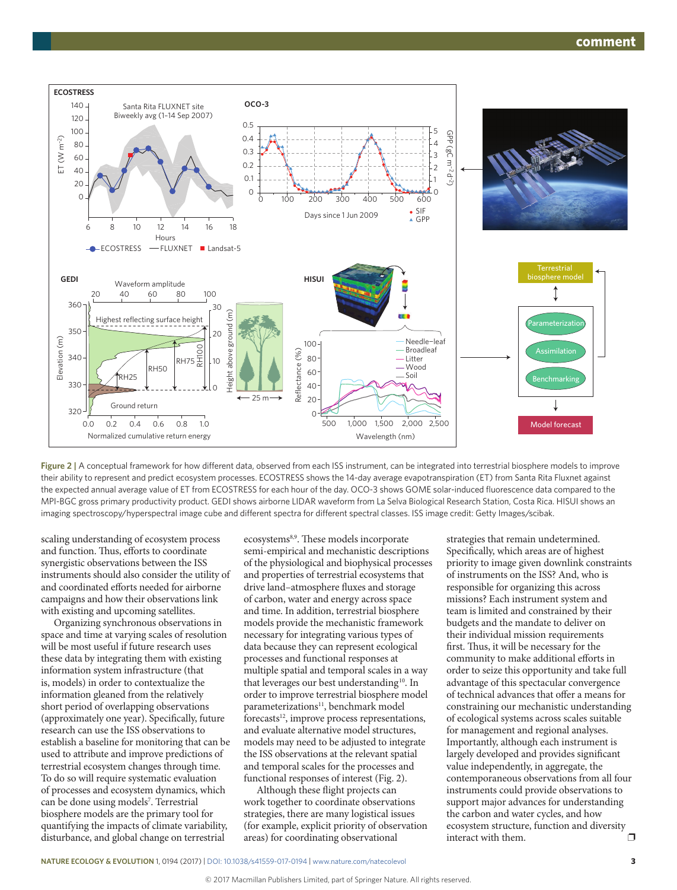Figure 2 | A conceptual framework for how different data, observed from each ISS instrument, can be integrated into terrestrial biosphere models to improve their ability to represent and predict ecosystem processes. ECOSTRESS shows the 14-day average evapotranspiration (ET) from Santa Rita Fluxnet against the expected annual average value of ET from ECOSTRESS for each hour of the day. OCO-3 shows GOME solar-induced fluorescence data compared to the MPI-BGC gross primary productivity product. GEDI shows airborne LIDAR waveform from La Selva Biological Research Station, Costa Rica. HISUI shows an imaging spectroscopy/hyperspectral image cube and different spectra for different spectral classes. ISS image credit: Getty Images/scibak.

scaling understanding of ecosystem process and function. Thus, efforts to coordinate synergistic observations between the ISS instruments should also consider the utility of and coordinated efforts needed for airborne campaigns and how their observations link with existing and upcoming satellites.

Organizing synchronous observations in space and time at varying scales of resolution will be most useful if future research uses these data by integrating them with existing information system infrastructure (that is, models) in order to contextualize the information gleaned from the relatively short period of overlapping observations (approximately one year). Specifically, future research can use the ISS observations to establish a baseline for monitoring that can be used to attribute and improve predictions of terrestrial ecosystem changes through time. To do so will require systematic evaluation of processes and ecosystem dynamics, which can be done using models[7]. Terrestrial biosphere models are the primary tool for quantifying the impacts of climate variability, disturbance, and global change on terrestrial ecosystems[8,9]. These models incorporate semi-empirical and mechanistic descriptions of the physiological and biophysical processes and properties of terrestrial ecosystems that drive land–atmosphere fluxes and storage of carbon, water and energy across space and time. In addition, terrestrial biosphere models provide the mechanistic framework necessary for integrating various types of data because they can represent ecological processes and functional responses at multiple spatial and temporal scales in a way that leverages our best understanding[10]. In order to improve terrestrial biosphere model parameterizations[11], benchmark model forecasts[12], improve process representations, and evaluate alternative model structures, models may need to be adjusted to integrate the ISS observations at the relevant spatial and temporal scales for the processes and functional responses of interest (Fig. 2).

Although these flight projects can work together to coordinate observations strategies, there are many logistical issues (for example, explicit priority of observation areas) for coordinating observational strategies that remain undetermined. Specifically, which areas are of highest priority to image given downlink constraints of instruments on the ISS? And, who is responsible for organizing this across missions? Each instrument system and team is limited and constrained by their budgets and the mandate to deliver on their individual mission requirements first. Thus, it will be necessary for the community to make additional efforts in order to seize this opportunity and take full advantage of this spectacular convergence of technical advances that offer a means for constraining our mechanistic understanding of ecological systems across scales suitable for management and regional analyses. Importantly, although each instrument is largely developed and provides significant value independently, in aggregate, the contemporaneous observations from all four instruments could provide observations to support major advances for understanding the carbon and water cycles, and how ecosystem structure, function and diversity interact with them. ❐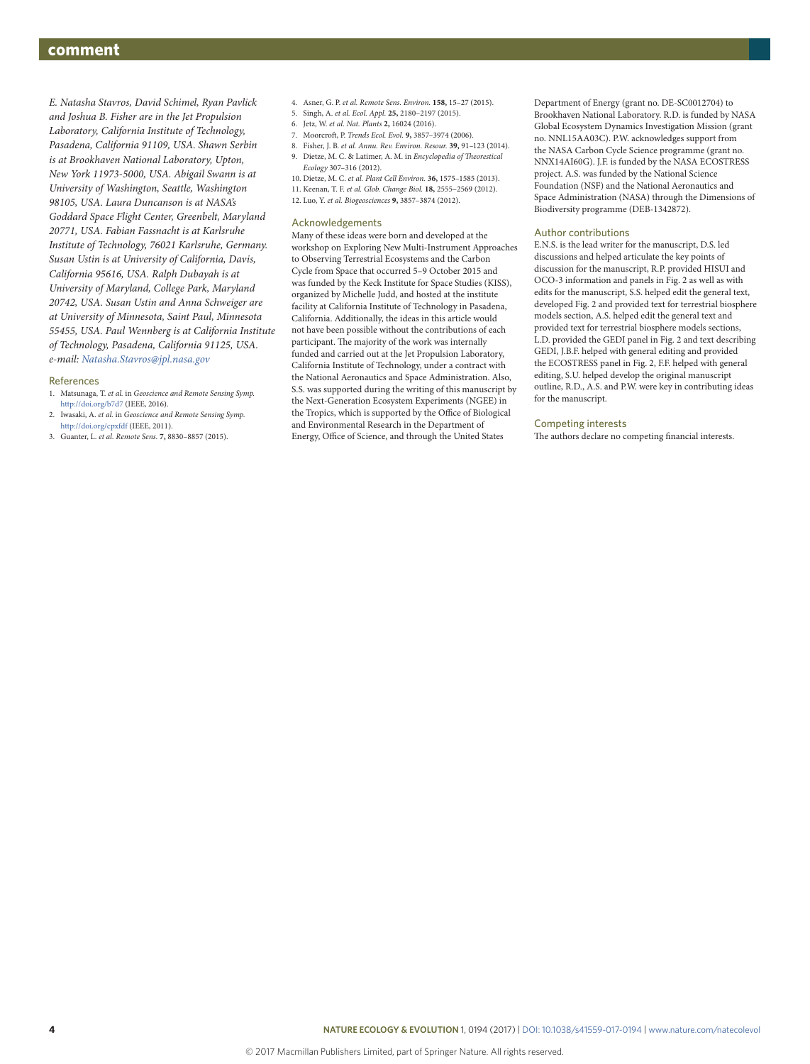*E. Natasha Stavros, David Schimel, Ryan Pavlick and Joshua B. Fisher are in the Jet Propulsion Laboratory, California Institute of Technology, Pasadena, California 91109, USA. Shawn Serbin is at Brookhaven National Laboratory, Upton, New York 11973-5000, USA. Abigail Swann is at University of Washington, Seattle, Washington 98105, USA. Laura Duncanson is at NASA's Goddard Space Flight Center, Greenbelt, Maryland 20771, USA. Fabian Fassnacht is at Karlsruhe Institute of Technology, 76021 Karlsruhe, Germany. Susan Ustin is at University of California, Davis, California 95616, USA. Ralph Dubayah is at University of Maryland, College Park, Maryland 20742, USA. Susan Ustin and Anna Schweiger are at University of Minnesota, Saint Paul, Minnesota 55455, USA. Paul Wennberg is at California Institute of Technology, Pasadena, California 91125, USA. e-mail: Natasha.Stavros@jpl.nasa.gov*

## References

1. Matsunaga, T. *et al.* in *Geoscience and Remote Sensing Symp.* http://doi.org/b7d7 (IEEE, 2016).
2. Iwasaki, A. *et al.* in *Geoscience and Remote Sensing Symp.* http://doi.org/cpxfdf (IEEE, 2011).
3. Guanter, L. *et al. Remote Sens.* **7,** 8830–8857 (2015).
4. Asner, G. P. *et al. Remote Sens. Environ.* **158,** 15–27 (2015).
5. Singh, A. *et al. Ecol. Appl.* **25,** 2180–2197 (2015).
6. Jetz, W. *et al. Nat. Plants* **2,** 16024 (2016).
7. Moorcroft, P. *Trends Ecol. Evol.* **9,** 3857–3974 (2006).
8. Fisher, J. B. *et al. Annu. Rev. Environ. Resour.* **39,** 91–123 (2014).
9. Dietze, M. C. & Latimer, A. M. in *Encyclopedia of Theorestical Ecology* 307–316 (2012).
10. Dietze, M. C. *et al. Plant Cell Environ.* **36,** 1575–1585 (2013).
11. Keenan, T. F. *et al. Glob. Change Biol.* **18,** 2555–2569 (2012).
12. Luo, Y. *et al. Biogeosciences* **9,** 3857–3874 (2012).

## Acknowledgements

Many of these ideas were born and developed at the workshop on Exploring New Multi-Instrument Approaches to Observing Terrestrial Ecosystems and the Carbon Cycle from Space that occurred 5–9 October 2015 and was funded by the Keck Institute for Space Studies (KISS), organized by Michelle Judd, and hosted at the institute facility at California Institute of Technology in Pasadena, California. Additionally, the ideas in this article would not have been possible without the contributions of each participant. The majority of the work was internally funded and carried out at the Jet Propulsion Laboratory, California Institute of Technology, under a contract with the National Aeronautics and Space Administration. Also, S.S. was supported during the writing of this manuscript by the Next-Generation Ecosystem Experiments (NGEE) in the Tropics, which is supported by the Office of Biological and Environmental Research in the Department of Energy, Office of Science, and through the United States Department of Energy (grant no. DE-SC0012704) to Brookhaven National Laboratory. R.D. is funded by NASA Global Ecosystem Dynamics Investigation Mission (grant no. NNL15AA03C). P.W. acknowledges support from the NASA Carbon Cycle Science programme (grant no. NNX14AI60G). J.F. is funded by the NASA ECOSTRESS project. A.S. was funded by the National Science Foundation (NSF) and the National Aeronautics and Space Administration (NASA) through the Dimensions of Biodiversity programme (DEB-1342872).

## Author contributions

E.N.S. is the lead writer for the manuscript, D.S. led discussions and helped articulate the key points of discussion for the manuscript, R.P. provided HISUI and OCO-3 information and panels in Fig. 2 as well as with edits for the manuscript, S.S. helped edit the general text, developed Fig. 2 and provided text for terrestrial biosphere models section, A.S. helped edit the general text and provided text for terrestrial biosphere models sections, L.D. provided the GEDI panel in Fig. 2 and text describing GEDI, J.B.F. helped with general editing and provided the ECOSTRESS panel in Fig. 2, F.F. helped with general editing, S.U. helped develop the original manuscript outline, R.D., A.S. and P.W. were key in contributing ideas for the manuscript.

## Competing interests

The authors declare no competing financial interests.